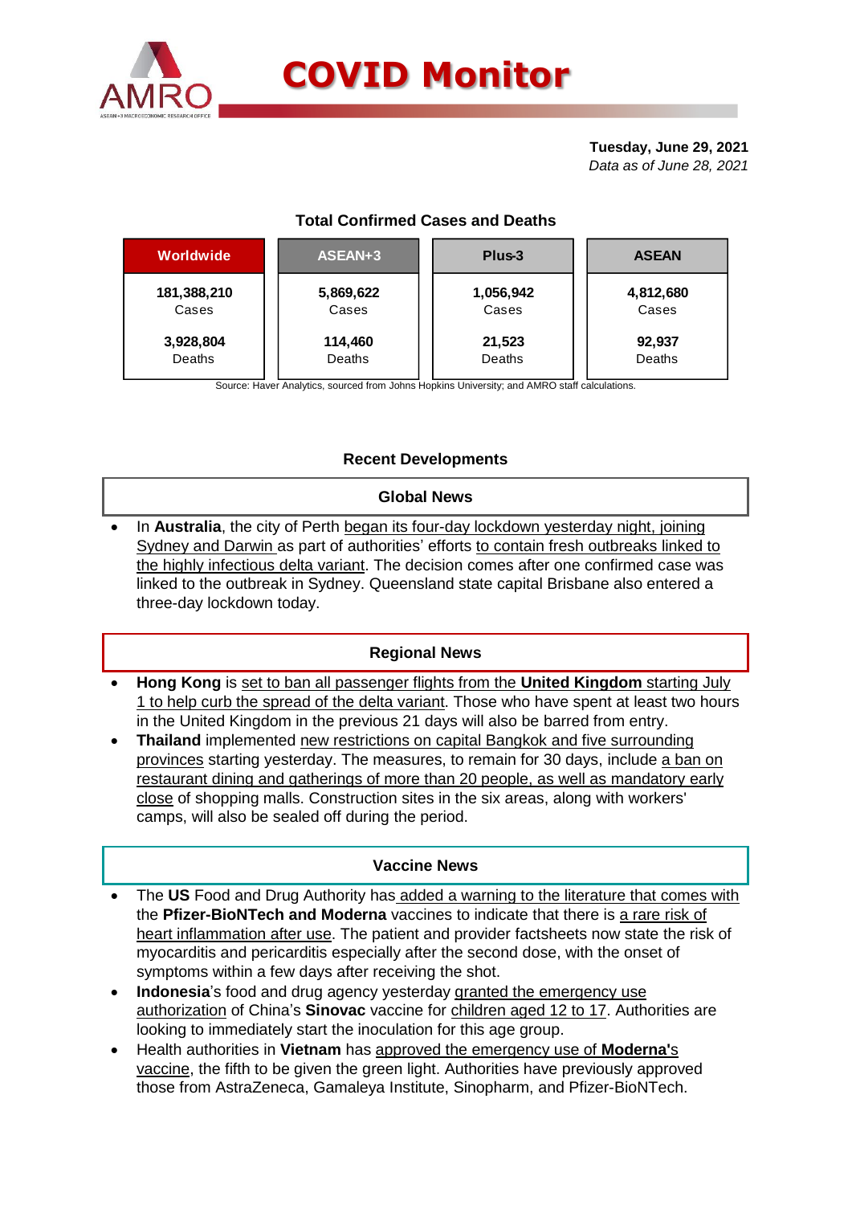# COVID Monitor

**Tuesday, June 29, 2021**
*Data as of June 28, 2021*

## Total Confirmed Cases and Deaths

| Worldwide | ASEAN+3 | Plus-3 | ASEAN |
|---|---|---|---|
| **181,388,210** Cases | **5,869,622** Cases | **1,056,942** Cases | **4,812,680** Cases |
| **3,928,804** Deaths | **114,460** Deaths | **21,523** Deaths | **92,937** Deaths |

Source: Haver Analytics, sourced from Johns Hopkins University; and AMRO staff calculations.

## Recent Developments

### Global News

- In **Australia**, the city of Perth began its four-day lockdown yesterday night, joining Sydney and Darwin as part of authorities' efforts to contain fresh outbreaks linked to the highly infectious delta variant. The decision comes after one confirmed case was linked to the outbreak in Sydney. Queensland state capital Brisbane also entered a three-day lockdown today.

### Regional News

- **Hong Kong** is set to ban all passenger flights from the **United Kingdom** starting July 1 to help curb the spread of the delta variant. Those who have spent at least two hours in the United Kingdom in the previous 21 days will also be barred from entry.
- **Thailand** implemented new restrictions on capital Bangkok and five surrounding provinces starting yesterday. The measures, to remain for 30 days, include a ban on restaurant dining and gatherings of more than 20 people, as well as mandatory early close of shopping malls. Construction sites in the six areas, along with workers' camps, will also be sealed off during the period.

### Vaccine News

- The **US** Food and Drug Authority has added a warning to the literature that comes with the **Pfizer-BioNTech and Moderna** vaccines to indicate that there is a rare risk of heart inflammation after use. The patient and provider factsheets now state the risk of myocarditis and pericarditis especially after the second dose, with the onset of symptoms within a few days after receiving the shot.
- **Indonesia**'s food and drug agency yesterday granted the emergency use authorization of China's **Sinovac** vaccine for children aged 12 to 17. Authorities are looking to immediately start the inoculation for this age group.
- Health authorities in **Vietnam** has approved the emergency use of **Moderna's** vaccine, the fifth to be given the green light. Authorities have previously approved those from AstraZeneca, Gamaleya Institute, Sinopharm, and Pfizer-BioNTech.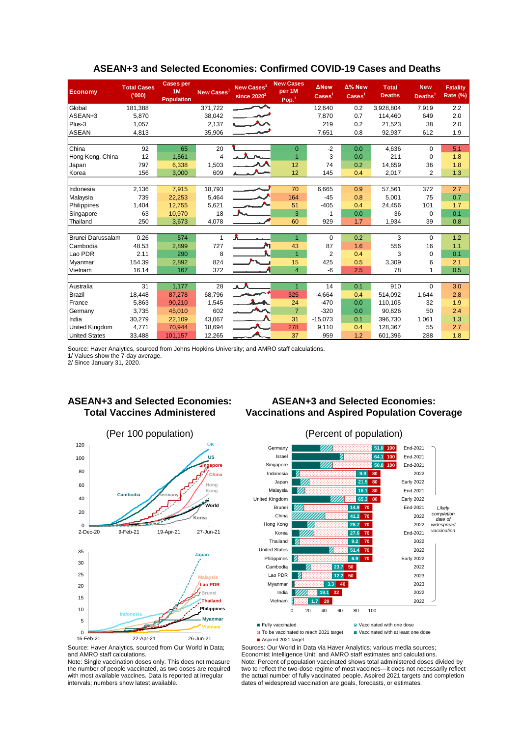# ASEAN+3 and Selected Economies: Confirmed COVID-19 Cases and Deaths

| Economy | Total Cases ('000) | Cases per 1M Population | New Cases[1] | New Cases[1] since 2020[2] | New Cases per 1M Pop.[1] | ΔNew Cases[1] | Δ% New Cases[1] | Total Deaths | New Deaths[1] | Fatality Rate (%) |
|---|---|---|---|---|---|---|---|---|---|---|
| Global | 181,388 | | 371,722 | | | 12,640 | 0.2 | 3,928,804 | 7,919 | 2.2 |
| ASEAN+3 | 5,870 | | 38,042 | | | 7,870 | 0.7 | 114,460 | 649 | 2.0 |
| Plus-3 | 1,057 | | 2,137 | | | 219 | 0.2 | 21,523 | 38 | 2.0 |
| ASEAN | 4,813 | | 35,906 | | | 7,651 | 0.8 | 92,937 | 612 | 1.9 |
| | | | | | | | | | | |
| China | 92 | 65 | 20 | | 0 | -2 | 0.0 | 4,636 | 0 | 5.1 |
| Hong Kong, China | 12 | 1,561 | 4 | | 1 | 3 | 0.0 | 211 | 0 | 1.8 |
| Japan | 797 | 6,338 | 1,503 | | 12 | 74 | 0.2 | 14,659 | 36 | 1.8 |
| Korea | 156 | 3,000 | 609 | | 12 | 145 | 0.4 | 2,017 | 2 | 1.3 |
| | | | | | | | | | | |
| Indonesia | 2,136 | 7,915 | 18,793 | | 70 | 6,665 | 0.9 | 57,561 | 372 | 2.7 |
| Malaysia | 739 | 22,253 | 5,464 | | 164 | -45 | 0.8 | 5,001 | 75 | 0.7 |
| Philippines | 1,404 | 12,755 | 5,621 | | 51 | -405 | 0.4 | 24,456 | 101 | 1.7 |
| Singapore | 63 | 10,970 | 18 | | 3 | -1 | 0.0 | 36 | 0 | 0.1 |
| Thailand | 250 | 3,673 | 4,078 | | 60 | 929 | 1.7 | 1,934 | 39 | 0.8 |
| | | | | | | | | | | |
| Brunei Darussalam | 0.26 | 574 | 1 | | 1 | 0 | 0.2 | 3 | 0 | 1.2 |
| Cambodia | 48.53 | 2,899 | 727 | | 43 | 87 | 1.6 | 556 | 16 | 1.1 |
| Lao PDR | 2.11 | 290 | 8 | | 1 | 2 | 0.4 | 3 | 0 | 0.1 |
| Myanmar | 154.39 | 2,892 | 824 | | 15 | 425 | 0.5 | 3,309 | 6 | 2.1 |
| Vietnam | 16.14 | 167 | 372 | | 4 | -6 | 2.5 | 78 | 1 | 0.5 |
| | | | | | | | | | | |
| Australia | 31 | 1,177 | 28 | | 1 | 14 | 0.1 | 910 | 0 | 3.0 |
| Brazil | 18,448 | 87,278 | 68,796 | | 325 | -4,664 | 0.4 | 514,092 | 1,644 | 2.8 |
| France | 5,863 | 90,210 | 1,545 | | 24 | -470 | 0.0 | 110,105 | 32 | 1.9 |
| Germany | 3,735 | 45,010 | 602 | | 7 | -320 | 0.0 | 90,826 | 50 | 2.4 |
| India | 30,279 | 22,109 | 43,067 | | 31 | -15,073 | 0.1 | 396,730 | 1,061 | 1.3 |
| United Kingdom | 4,771 | 70,944 | 18,694 | | 278 | 9,110 | 0.4 | 128,367 | 55 | 2.7 |
| United States | 33,488 | 101,157 | 12,265 | | 37 | 959 | 1.2 | 601,396 | 288 | 1.8 |

Source: Haver Analytics, sourced from Johns Hopkins University; and AMRO staff calculations.
1/ Values show the 7-day average.
2/ Since January 31, 2020.

## ASEAN+3 and Selected Economies: Total Vaccines Administered

(Per 100 population)

UK
US
Singapore
China
Hong Kong
Cambodia
Germany
World
Korea
2-Dec-20 9-Feb-21 19-Apr-21 27-Jun-21

Japan
Malaysia
Lao PDR
Brunei
Thailand
Indonesia
Philippines
Myanmar
Vietnam
16-Feb-21 22-Apr-21 26-Jun-21

Source: Haver Analytics, sourced from Our World in Data; and AMRO staff calculations.
Note: Single vaccination doses only. This does not measure the number of people vaccinated, as two doses are required with most available vaccines. Data is reported at irregular intervals; numbers show latest available.

## ASEAN+3 and Selected Economies: Vaccinations and Aspired Population Coverage

(Percent of population)

Germany 51.0 100 End-2021
Israel 64.1 100 End-2021
Singapore 50.8 100 End-2021
Indonesia 9.9 80 2022
Japan 21.5 80 Early 2022
Malaysia 16.1 80 End-2021
United Kingdom 65.3 80 Early 2022
Brunei 14.9 70 End-2021
China 41.2 70 2022
Hong Kong 28.7 70 2022
Korea 27.6 70 End-2021
Thailand 9.2 70 2022
United States 51.4 70 2022
Philippines 6.9 70 Early 2022
Cambodia 23.7 50 2022
Lao PDR 12.2 50 2023
Myanmar 3.3 40 2023
India 19.1 32 2022
Vietnam 1.7 20 2022

Likely completion date of widespread vaccination

Fully vaccinated
Vaccinated with one dose
To be vaccinated to reach 2021 target
Vaccinated with at least one dose
Aspired 2021 target

Sources: Our World in Data via Haver Analytics; various media sources; Economist Intelligence Unit; and AMRO staff estimates and calculations.
Note: Percent of population vaccinated shows total administered doses divided by two to reflect the two-dose regime of most vaccines—it does not necessarily reflect the actual number of fully vaccinated people. Aspired 2021 targets and completion dates of widespread vaccination are goals, forecasts, or estimates.